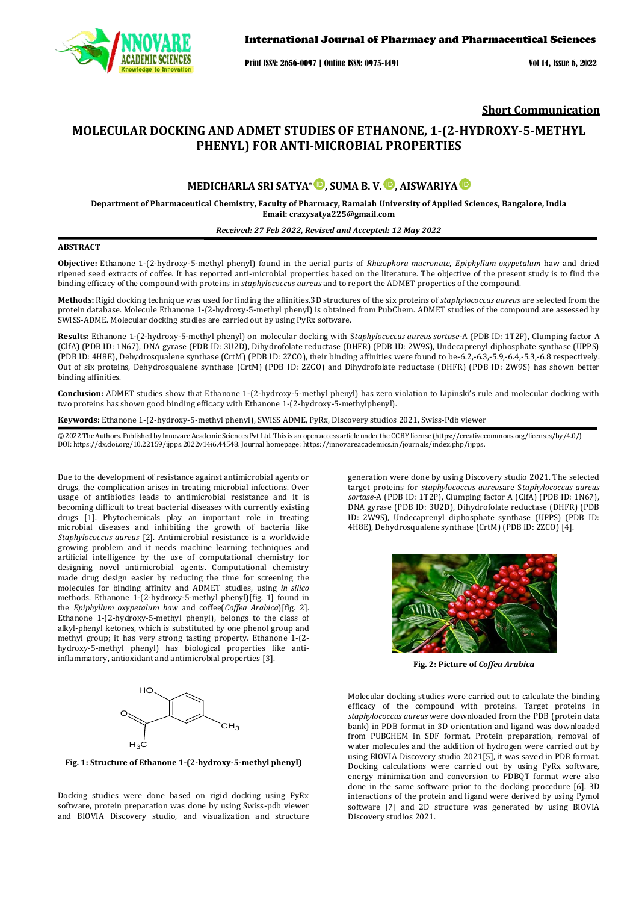Short Communication

# MOLECULAR DOCKING AND ADMET STUDIES OF ETHANONE, 1-(2-HYDROXY-5-METHYL PHENYL) FOR ANTI-MICROBIAL PROPERTIES

**MEDICHARLA SRI SATYA*, SUMA B. V., AISWARIYA**

**Department of Pharmaceutical Chemistry, Faculty of Pharmacy, Ramaiah University of Applied Sciences, Bangalore, India**
**Email: crazysatya225@gmail.com**

*Received: 27 Feb 2022, Revised and Accepted: 12 May 2022*

## ABSTRACT

**Objective:** Ethanone 1-(2-hydroxy-5-methyl phenyl) found in the aerial parts of *Rhizophora mucronate*, *Epiphyllum oxypetalum* haw and dried ripened seed extracts of coffee. It has reported anti-microbial properties based on the literature. The objective of the present study is to find the binding efficacy of the compound with proteins in *staphylococcus aureus* and to report the ADMET properties of the compound.

**Methods:** Rigid docking technique was used for finding the affinities.3D structures of the six proteins of *staphylococcus aureus* are selected from the protein database. Molecule Ethanone 1-(2-hydroxy-5-methyl phenyl) is obtained from PubChem. ADMET studies of the compound are assessed by SWISS-ADME. Molecular docking studies are carried out by using PyRx software.

**Results:** Ethanone 1-(2-hydroxy-5-methyl phenyl) on molecular docking with S*taphylococcus aureus sortase*-A (PDB ID: 1T2P), Clumping factor A (ClfA) (PDB ID: 1N67), DNA gyrase (PDB ID: 3U2D), Dihydrofolate reductase (DHFR) (PDB ID: 2W9S), Undecaprenyl diphosphate synthase (UPPS) (PDB ID: 4H8E), Dehydrosqualene synthase (CrtM) (PDB ID: 2ZCO), their binding affinities were found to be-6.2,-6.3,-5.9,-6.4,-5.3,-6.8 respectively. Out of six proteins, Dehydrosqualene synthase (CrtM) (PDB ID: 2ZCO) and Dihydrofolate reductase (DHFR) (PDB ID: 2W9S) has shown better binding affinities.

**Conclusion:** ADMET studies show that Ethanone 1-(2-hydroxy-5-methyl phenyl) has zero violation to Lipinski's rule and molecular docking with two proteins has shown good binding efficacy with Ethanone 1-(2-hydroxy-5-methylphenyl).

**Keywords:** Ethanone 1-(2-hydroxy-5-methyl phenyl), SWISS ADME, PyRx, Discovery studios 2021, Swiss-Pdb viewer

© 2022 The Authors. Published by Innovare Academic Sciences Pvt Ltd. This is an open access article under the CC BY license (https://creativecommons.org/licenses/by/4.0/)
DOI: https://dx.doi.org/10.22159/ijpps.2022v14i6.44548. Journal homepage: https://innovareacademics.in/journals/index.php/ijpps.

Due to the development of resistance against antimicrobial agents or drugs, the complication arises in treating microbial infections. Over usage of antibiotics leads to antimicrobial resistance and it is becoming difficult to treat bacterial diseases with currently existing drugs [1]. Phytochemicals play an important role in treating microbial diseases and inhibiting the growth of bacteria like *Staphylococcus aureus* [2]. Antimicrobial resistance is a worldwide growing problem and it needs machine learning techniques and artificial intelligence by the use of computational chemistry for designing novel antimicrobial agents. Computational chemistry made drug design easier by reducing the time for screening the molecules for binding affinity and ADMET studies, using *in silico* methods. Ethanone 1-(2-hydroxy-5-methyl phenyl)[fig. 1] found in the *Epiphyllum oxypetalum haw* and coffee(*Coffea Arabica*)[fig. 2]. Ethanone 1-(2-hydroxy-5-methyl phenyl), belongs to the class of alkyl-phenyl ketones, which is substituted by one phenol group and methyl group; it has very strong tasting property. Ethanone 1-(2-hydroxy-5-methyl phenyl) has biological properties like anti-inflammatory, antioxidant and antimicrobial properties [3].

**Fig. 1: Structure of Ethanone 1-(2-hydroxy-5-methyl phenyl)**

Docking studies were done based on rigid docking using PyRx software, protein preparation was done by using Swiss-pdb viewer and BIOVIA Discovery studio, and visualization and structure generation were done by using Discovery studio 2021. The selected target proteins for *staphylococcus aureus*are S*taphylococcus aureus sortase*-A (PDB ID: 1T2P), Clumping factor A (ClfA) (PDB ID: 1N67), DNA gyrase (PDB ID: 3U2D), Dihydrofolate reductase (DHFR) (PDB ID: 2W9S), Undecaprenyl diphosphate synthase (UPPS) (PDB ID: 4H8E), Dehydrosqualene synthase (CrtM) (PDB ID: 2ZCO) [4].

**Fig. 2: Picture of *Coffea Arabica***

Molecular docking studies were carried out to calculate the binding efficacy of the compound with proteins. Target proteins in *staphylococcus aureus* were downloaded from the PDB (protein data bank) in PDB format in 3D orientation and ligand was downloaded from PUBCHEM in SDF format. Protein preparation, removal of water molecules and the addition of hydrogen were carried out by using BIOVIA Discovery studio 2021[5], it was saved in PDB format. Docking calculations were carried out by using PyRx software, energy minimization and conversion to PDBQT format were also done in the same software prior to the docking procedure [6]. 3D interactions of the protein and ligand were derived by using Pymol software [7] and 2D structure was generated by using BIOVIA Discovery studios 2021.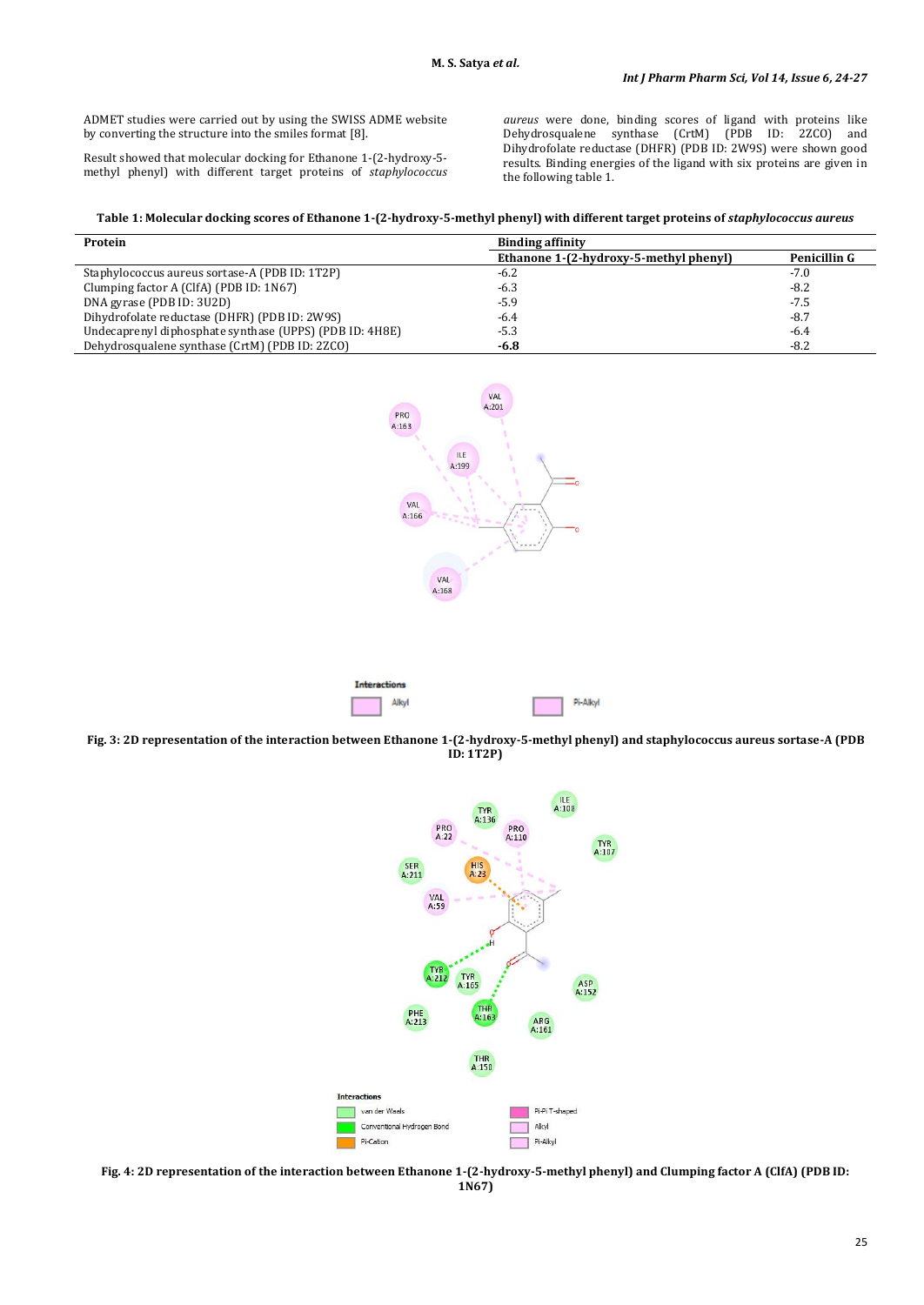ADMET studies were carried out by using the SWISS ADME website by converting the structure into the smiles format [8].

Result showed that molecular docking for Ethanone 1-(2-hydroxy-5-methyl phenyl) with different target proteins of *staphylococcus aureus* were done, binding scores of ligand with proteins like Dehydrosqualene synthase (CrtM) (PDB ID: 2ZCO) and Dihydrofolate reductase (DHFR) (PDB ID: 2W9S) were shown good results. Binding energies of the ligand with six proteins are given in the following table 1.

**Table 1: Molecular docking scores of Ethanone 1-(2-hydroxy-5-methyl phenyl) with different target proteins of *staphylococcus aureus***

| Protein | Binding affinity | |
|---|---|---|
| | **Ethanone 1-(2-hydroxy-5-methyl phenyl)** | **Penicillin G** |
| Staphylococcus aureus sortase-A (PDB ID: 1T2P) | -6.2 | -7.0 |
| Clumping factor A (ClfA) (PDB ID: 1N67) | -6.3 | -8.2 |
| DNA gyrase (PDB ID: 3U2D) | -5.9 | -7.5 |
| Dihydrofolate reductase (DHFR) (PDB ID: 2W9S) | -6.4 | -8.7 |
| Undecaprenyl diphosphate synthase (UPPS) (PDB ID: 4H8E) | -5.3 | -6.4 |
| Dehydrosqualene synthase (CrtM) (PDB ID: 2ZCO) | **-6.8** | -8.2 |

**Fig. 3: 2D representation of the interaction between Ethanone 1-(2-hydroxy-5-methyl phenyl) and staphylococcus aureus sortase-A (PDB ID: 1T2P)**

**Fig. 4: 2D representation of the interaction between Ethanone 1-(2-hydroxy-5-methyl phenyl) and Clumping factor A (ClfA) (PDB ID: 1N67)**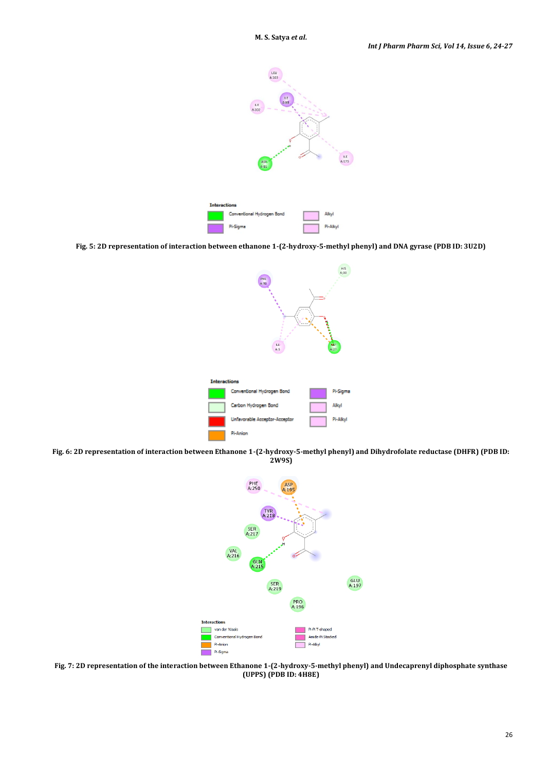Fig. 5: 2D representation of interaction between ethanone 1-(2-hydroxy-5-methyl phenyl) and DNA gyrase (PDB ID: 3U2D)

Fig. 6: 2D representation of interaction between Ethanone 1-(2-hydroxy-5-methyl phenyl) and Dihydrofolate reductase (DHFR) (PDB ID: 2W9S)

Fig. 7: 2D representation of the interaction between Ethanone 1-(2-hydroxy-5-methyl phenyl) and Undecaprenyl diphosphate synthase (UPPS) (PDB ID: 4H8E)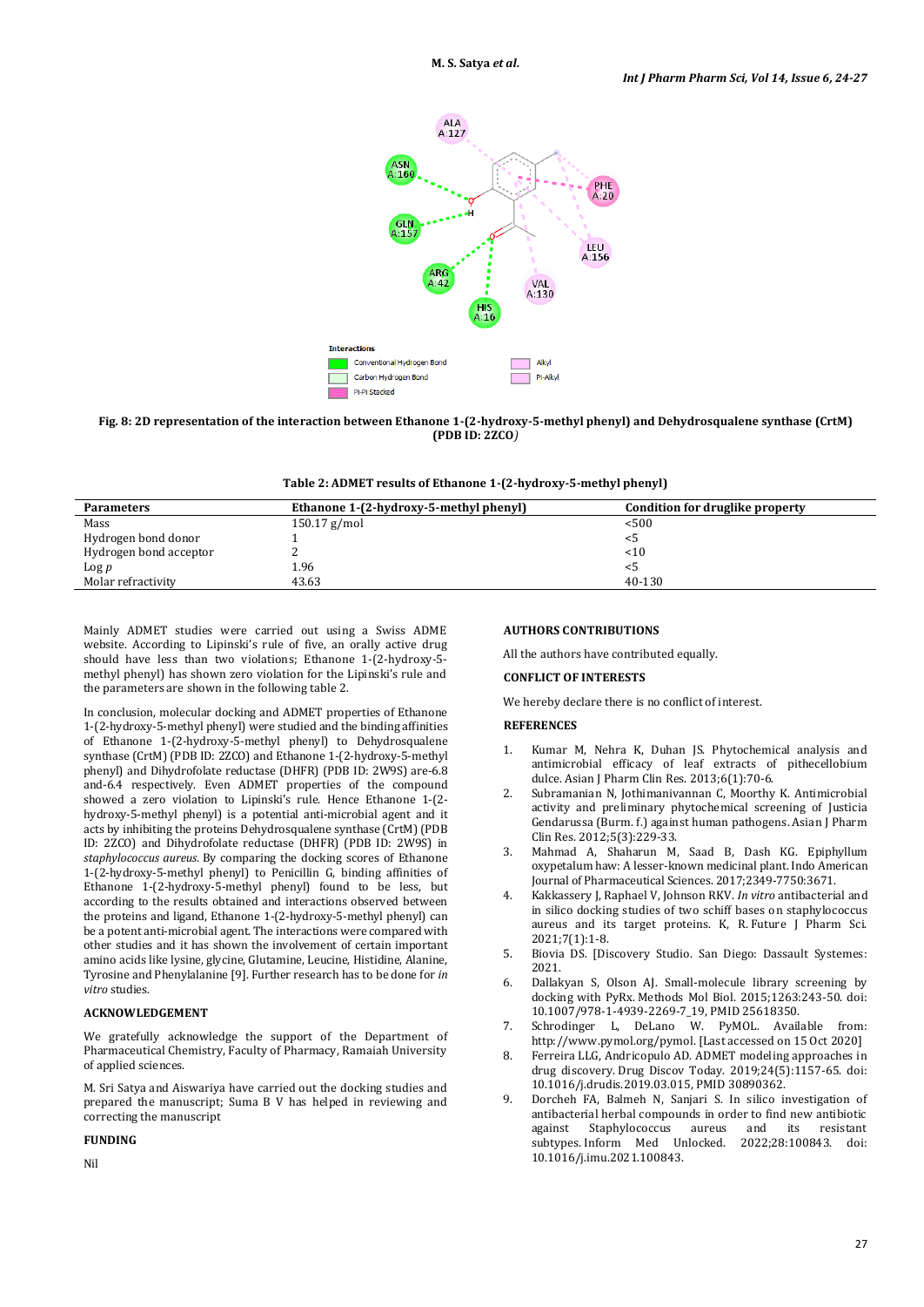Interactions

Conventional Hydrogen Bond

Carbon Hydrogen Bond

Pi-Pi Stacked

Alkyl

Pi-Alkyl

ALA A:127

ASN A:160

GLN A:157

ARG A:42

HIS A:16

VAL A:130

LEU A:156

PHE A:20

**Fig. 8: 2D representation of the interaction between Ethanone 1-(2-hydroxy-5-methyl phenyl) and Dehydrosqualene synthase (CrtM) (PDB ID: 2ZCO)**

**Table 2: ADMET results of Ethanone 1-(2-hydroxy-5-methyl phenyl)**

| Parameters | Ethanone 1-(2-hydroxy-5-methyl phenyl) | Condition for druglike property |
|---|---|---|
| Mass | 150.17 g/mol | <500 |
| Hydrogen bond donor | 1 | <5 |
| Hydrogen bond acceptor | 2 | <10 |
| Log *p* | 1.96 | <5 |
| Molar refractivity | 43.63 | 40-130 |

Mainly ADMET studies were carried out using a Swiss ADME website. According to Lipinski's rule of five, an orally active drug should have less than two violations; Ethanone 1-(2-hydroxy-5-methyl phenyl) has shown zero violation for the Lipinski's rule and the parameters are shown in the following table 2.

In conclusion, molecular docking and ADMET properties of Ethanone 1-(2-hydroxy-5-methyl phenyl) were studied and the binding affinities of Ethanone 1-(2-hydroxy-5-methyl phenyl) to Dehydrosqualene synthase (CrtM) (PDB ID: 2ZCO) and Ethanone 1-(2-hydroxy-5-methyl phenyl) and Dihydrofolate reductase (DHFR) (PDB ID: 2W9S) are-6.8 and-6.4 respectively. Even ADMET properties of the compound showed a zero violation to Lipinski's rule. Hence Ethanone 1-(2-hydroxy-5-methyl phenyl) is a potential anti-microbial agent and it acts by inhibiting the proteins Dehydrosqualene synthase (CrtM) (PDB ID: 2ZCO) and Dihydrofolate reductase (DHFR) (PDB ID: 2W9S) in *staphylococcus aureus.* By comparing the docking scores of Ethanone 1-(2-hydroxy-5-methyl phenyl) to Penicillin G, binding affinities of Ethanone 1-(2-hydroxy-5-methyl phenyl) found to be less, but according to the results obtained and interactions observed between the proteins and ligand, Ethanone 1-(2-hydroxy-5-methyl phenyl) can be a potent anti-microbial agent. The interactions were compared with other studies and it has shown the involvement of certain important amino acids like lysine, glycine, Glutamine, Leucine, Histidine, Alanine, Tyrosine and Phenylalanine [9]. Further research has to be done for *in vitro* studies.

### ACKNOWLEDGEMENT

We gratefully acknowledge the support of the Department of Pharmaceutical Chemistry, Faculty of Pharmacy, Ramaiah University of applied sciences.

M. Sri Satya and Aiswariya have carried out the docking studies and prepared the manuscript; Suma B V has helped in reviewing and correcting the manuscript

### FUNDING

Nil

### AUTHORS CONTRIBUTIONS

All the authors have contributed equally.

### CONFLICT OF INTERESTS

We hereby declare there is no conflict of interest.

### REFERENCES

1. Kumar M, Nehra K, Duhan JS. Phytochemical analysis and antimicrobial efficacy of leaf extracts of pithecellobium dulce. Asian J Pharm Clin Res. 2013;6(1):70-6.
2. Subramanian N, Jothimanivannan C, Moorthy K. Antimicrobial activity and preliminary phytochemical screening of Justicia Gendarussa (Burm. f.) against human pathogens. Asian J Pharm Clin Res. 2012;5(3):229-33.
3. Mahmad A, Shaharun M, Saad B, Dash KG. Epiphyllum oxypetalum haw: A lesser-known medicinal plant. Indo American Journal of Pharmaceutical Sciences. 2017;2349-7750:3671.
4. Kakkassery J, Raphael V, Johnson RKV. *In vitro* antibacterial and in silico docking studies of two schiff bases on staphylococcus aureus and its target proteins. K, R. Future J Pharm Sci. 2021;7(1):1-8.
5. Biovia DS. [Discovery Studio. San Diego: Dassault Systemes: 2021.
6. Dallakyan S, Olson AJ. Small-molecule library screening by docking with PyRx. Methods Mol Biol. 2015;1263:243-50. doi: 10.1007/978-1-4939-2269-7_19, PMID 25618350.
7. Schrodinger L, DeLano W. PyMOL. Available from: http://www.pymol.org/pymol. [Last accessed on 15 Oct 2020]
8. Ferreira LLG, Andricopulo AD. ADMET modeling approaches in drug discovery. Drug Discov Today. 2019;24(5):1157-65. doi: 10.1016/j.drudis.2019.03.015, PMID 30890362.
9. Dorcheh FA, Balmeh N, Sanjari S. In silico investigation of antibacterial herbal compounds in order to find new antibiotic against Staphylococcus aureus and its resistant subtypes. Inform Med Unlocked. 2022;28:100843. doi: 10.1016/j.imu.2021.100843.